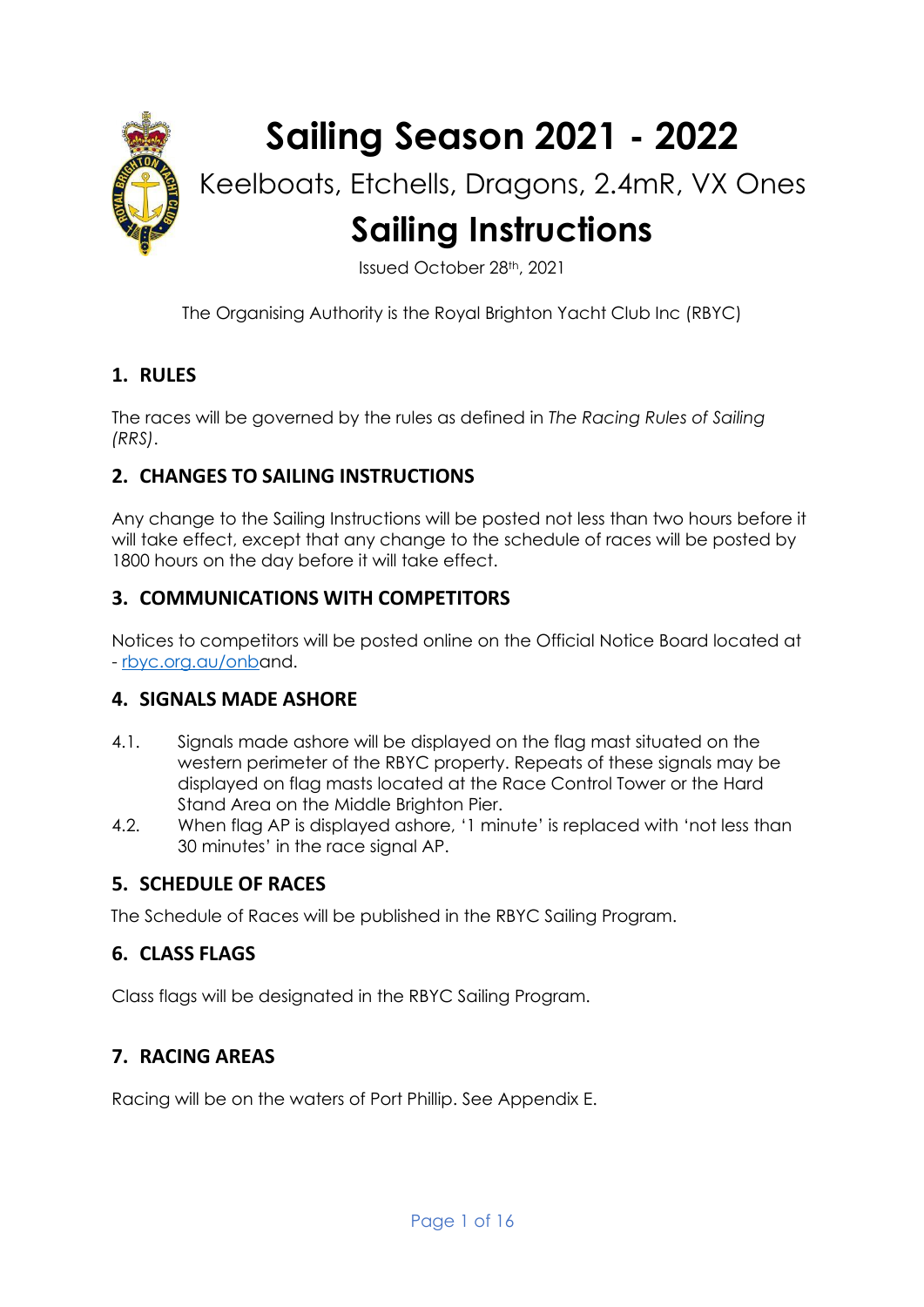# Sailing Season 2021 - 2022

## Keelboats, Etchells, Dragons, 2.4mR, VX Ones

# Sailing Instructions

Issued October 28th, 2021

The Organising Authority is the Royal Brighton Yacht Club Inc (RBYC)

## 1. RULES

The races will be governed by the rules as defined in *The Racing Rules of Sailing (RRS)*.

## 2. CHANGES TO SAILING INSTRUCTIONS

Any change to the Sailing Instructions will be posted not less than two hours before it will take effect, except that any change to the schedule of races will be posted by 1800 hours on the day before it will take effect.

## 3. COMMUNICATIONS WITH COMPETITORS

Notices to competitors will be posted online on the Official Notice Board located at - rbyc.org.au/onband.

## 4. SIGNALS MADE ASHORE

4.1. Signals made ashore will be displayed on the flag mast situated on the western perimeter of the RBYC property. Repeats of these signals may be displayed on flag masts located at the Race Control Tower or the Hard Stand Area on the Middle Brighton Pier.

4.2. When flag AP is displayed ashore, '1 minute' is replaced with 'not less than 30 minutes' in the race signal AP.

## 5. SCHEDULE OF RACES

The Schedule of Races will be published in the RBYC Sailing Program.

## 6. CLASS FLAGS

Class flags will be designated in the RBYC Sailing Program.

## 7. RACING AREAS

Racing will be on the waters of Port Phillip. See Appendix E.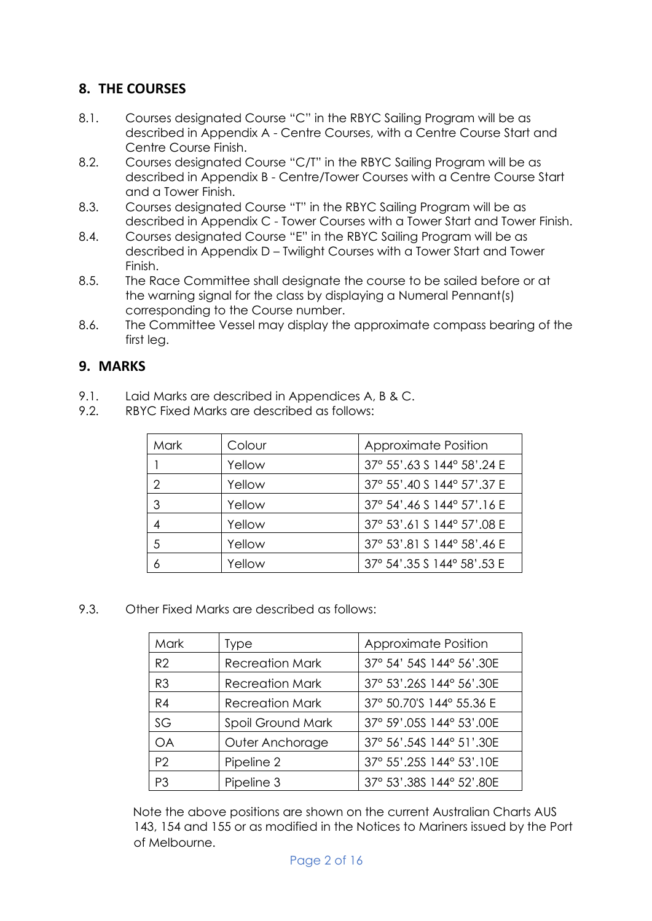## 8. THE COURSES

8.1. Courses designated Course "C" in the RBYC Sailing Program will be as described in Appendix A - Centre Courses, with a Centre Course Start and Centre Course Finish.

8.2. Courses designated Course "C/T" in the RBYC Sailing Program will be as described in Appendix B - Centre/Tower Courses with a Centre Course Start and a Tower Finish.

8.3. Courses designated Course "T" in the RBYC Sailing Program will be as described in Appendix C - Tower Courses with a Tower Start and Tower Finish.

8.4. Courses designated Course "E" in the RBYC Sailing Program will be as described in Appendix D – Twilight Courses with a Tower Start and Tower Finish.

8.5. The Race Committee shall designate the course to be sailed before or at the warning signal for the class by displaying a Numeral Pennant(s) corresponding to the Course number.

8.6. The Committee Vessel may display the approximate compass bearing of the first leg.

## 9. MARKS

9.1. Laid Marks are described in Appendices A, B & C.

9.2. RBYC Fixed Marks are described as follows:

| Mark | Colour | Approximate Position |
|---|---|---|
| 1 | Yellow | 37° 55'.63 S 144° 58'.24 E |
| 2 | Yellow | 37° 55'.40 S 144° 57'.37 E |
| 3 | Yellow | 37° 54'.46 S 144° 57'.16 E |
| 4 | Yellow | 37° 53'.61 S 144° 57'.08 E |
| 5 | Yellow | 37° 53'.81 S 144° 58'.46 E |
| 6 | Yellow | 37° 54'.35 S 144° 58'.53 E |

9.3. Other Fixed Marks are described as follows:

| Mark | Type | Approximate Position |
|---|---|---|
| R2 | Recreation Mark | 37° 54' 54S 144° 56'.30E |
| R3 | Recreation Mark | 37° 53'.26S 144° 56'.30E |
| R4 | Recreation Mark | 37° 50.70'S 144° 55.36 E |
| SG | Spoil Ground Mark | 37° 59'.05S 144° 53'.00E |
| OA | Outer Anchorage | 37° 56'.54S 144° 51'.30E |
| P2 | Pipeline 2 | 37° 55'.25S 144° 53'.10E |
| P3 | Pipeline 3 | 37° 53'.38S 144° 52'.80E |

Note the above positions are shown on the current Australian Charts AUS 143, 154 and 155 or as modified in the Notices to Mariners issued by the Port of Melbourne.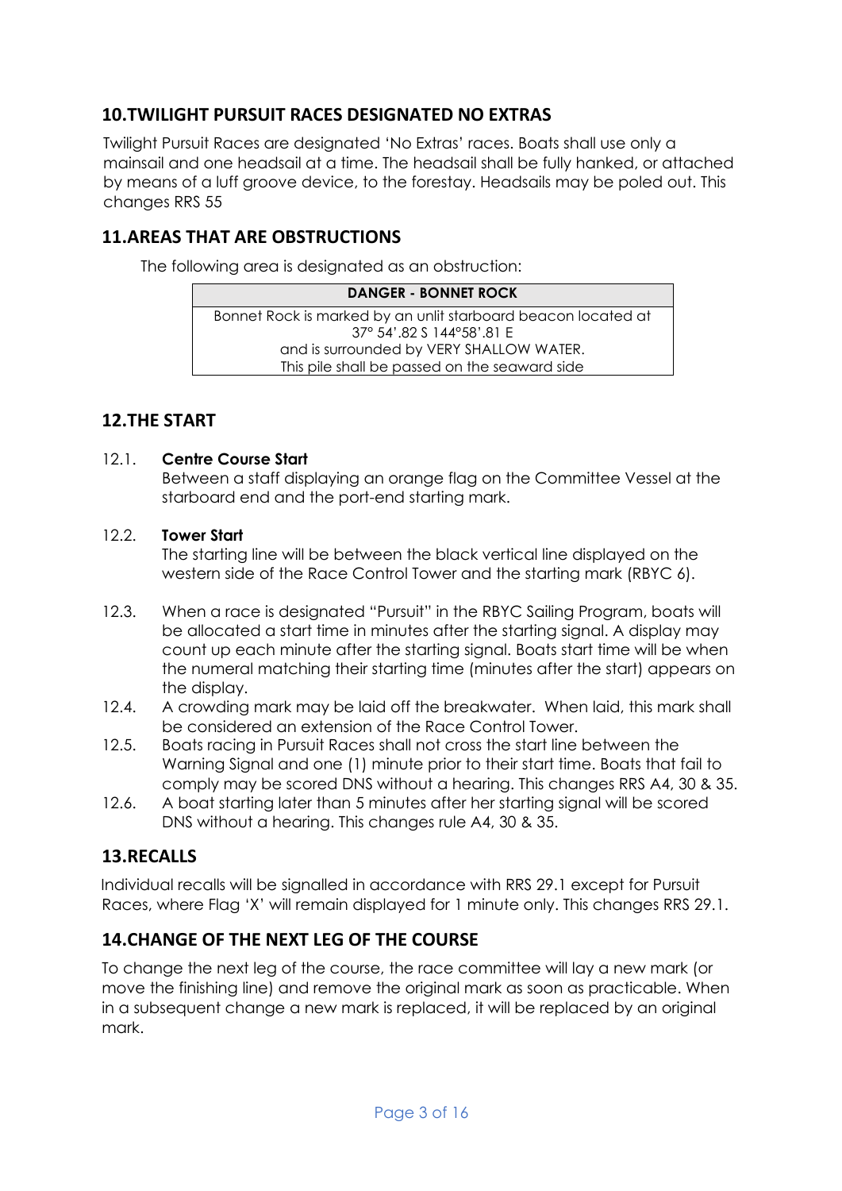## 10.TWILIGHT PURSUIT RACES DESIGNATED NO EXTRAS

Twilight Pursuit Races are designated 'No Extras' races. Boats shall use only a mainsail and one headsail at a time. The headsail shall be fully hanked, or attached by means of a luff groove device, to the forestay. Headsails may be poled out. This changes RRS 55

## 11.AREAS THAT ARE OBSTRUCTIONS

The following area is designated as an obstruction:

| DANGER - BONNET ROCK |
|---|
| Bonnet Rock is marked by an unlit starboard beacon located at 37° 54'.82 S 144°58'.81 E and is surrounded by VERY SHALLOW WATER. This pile shall be passed on the seaward side |

## 12.THE START

12.1. **Centre Course Start**
Between a staff displaying an orange flag on the Committee Vessel at the starboard end and the port-end starting mark.

12.2. **Tower Start**
The starting line will be between the black vertical line displayed on the western side of the Race Control Tower and the starting mark (RBYC 6).

12.3. When a race is designated "Pursuit" in the RBYC Sailing Program, boats will be allocated a start time in minutes after the starting signal. A display may count up each minute after the starting signal. Boats start time will be when the numeral matching their starting time (minutes after the start) appears on the display.

12.4. A crowding mark may be laid off the breakwater. When laid, this mark shall be considered an extension of the Race Control Tower.

12.5. Boats racing in Pursuit Races shall not cross the start line between the Warning Signal and one (1) minute prior to their start time. Boats that fail to comply may be scored DNS without a hearing. This changes RRS A4, 30 & 35.

12.6. A boat starting later than 5 minutes after her starting signal will be scored DNS without a hearing. This changes rule A4, 30 & 35.

## 13.RECALLS

Individual recalls will be signalled in accordance with RRS 29.1 except for Pursuit Races, where Flag 'X' will remain displayed for 1 minute only. This changes RRS 29.1.

## 14.CHANGE OF THE NEXT LEG OF THE COURSE

To change the next leg of the course, the race committee will lay a new mark (or move the finishing line) and remove the original mark as soon as practicable. When in a subsequent change a new mark is replaced, it will be replaced by an original mark.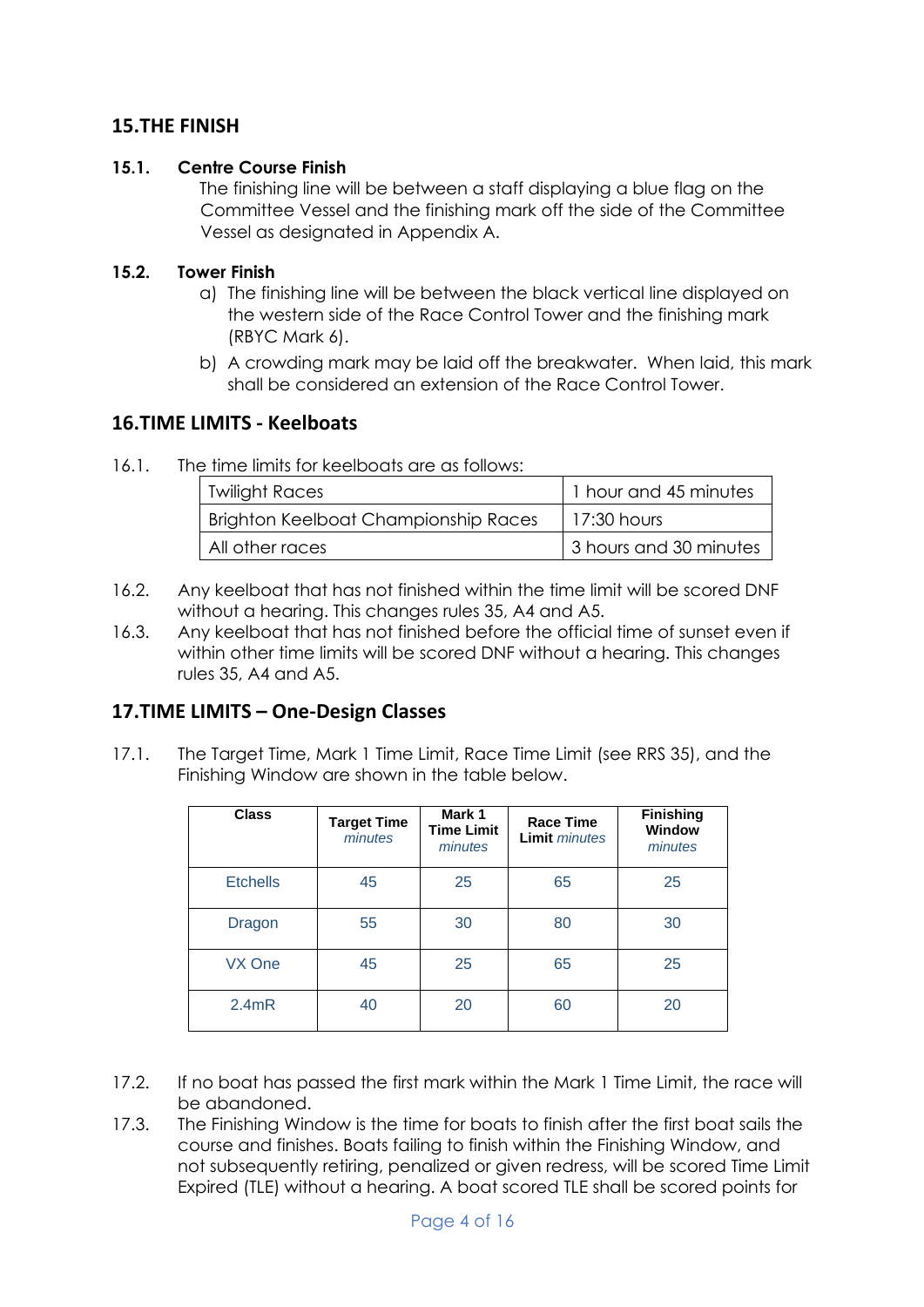## 15. THE FINISH

### 15.1. Centre Course Finish

The finishing line will be between a staff displaying a blue flag on the Committee Vessel and the finishing mark off the side of the Committee Vessel as designated in Appendix A.

### 15.2. Tower Finish

a) The finishing line will be between the black vertical line displayed on the western side of the Race Control Tower and the finishing mark (RBYC Mark 6).

b) A crowding mark may be laid off the breakwater. When laid, this mark shall be considered an extension of the Race Control Tower.

## 16. TIME LIMITS - Keelboats

16.1. The time limits for keelboats are as follows:

| Twilight Races | 1 hour and 45 minutes |
|---|---|
| Brighton Keelboat Championship Races | 17:30 hours |
| All other races | 3 hours and 30 minutes |

16.2. Any keelboat that has not finished within the time limit will be scored DNF without a hearing. This changes rules 35, A4 and A5.

16.3. Any keelboat that has not finished before the official time of sunset even if within other time limits will be scored DNF without a hearing. This changes rules 35, A4 and A5.

## 17. TIME LIMITS – One-Design Classes

17.1. The Target Time, Mark 1 Time Limit, Race Time Limit (see RRS 35), and the Finishing Window are shown in the table below.

| Class | Target Time *minutes* | Mark 1 Time Limit *minutes* | Race Time Limit *minutes* | Finishing Window *minutes* |
|---|---|---|---|---|
| Etchells | 45 | 25 | 65 | 25 |
| Dragon | 55 | 30 | 80 | 30 |
| VX One | 45 | 25 | 65 | 25 |
| 2.4mR | 40 | 20 | 60 | 20 |

17.2. If no boat has passed the first mark within the Mark 1 Time Limit, the race will be abandoned.

17.3. The Finishing Window is the time for boats to finish after the first boat sails the course and finishes. Boats failing to finish within the Finishing Window, and not subsequently retiring, penalized or given redress, will be scored Time Limit Expired (TLE) without a hearing. A boat scored TLE shall be scored points for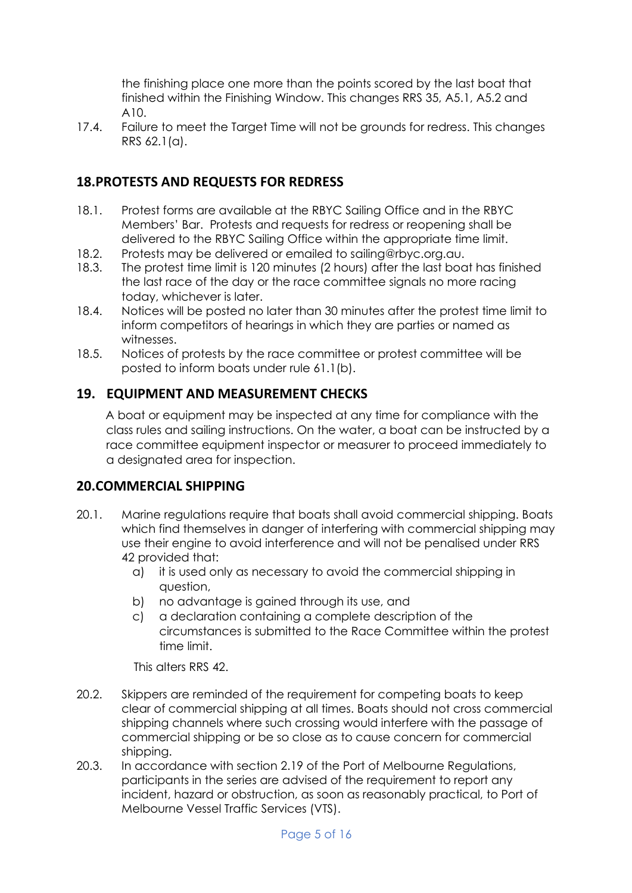the finishing place one more than the points scored by the last boat that finished within the Finishing Window. This changes RRS 35, A5.1, A5.2 and A10.

17.4. Failure to meet the Target Time will not be grounds for redress. This changes RRS 62.1(a).

## 18. PROTESTS AND REQUESTS FOR REDRESS

18.1. Protest forms are available at the RBYC Sailing Office and in the RBYC Members' Bar. Protests and requests for redress or reopening shall be delivered to the RBYC Sailing Office within the appropriate time limit.

18.2. Protests may be delivered or emailed to sailing@rbyc.org.au.

18.3. The protest time limit is 120 minutes (2 hours) after the last boat has finished the last race of the day or the race committee signals no more racing today, whichever is later.

18.4. Notices will be posted no later than 30 minutes after the protest time limit to inform competitors of hearings in which they are parties or named as witnesses.

18.5. Notices of protests by the race committee or protest committee will be posted to inform boats under rule 61.1(b).

## 19. EQUIPMENT AND MEASUREMENT CHECKS

A boat or equipment may be inspected at any time for compliance with the class rules and sailing instructions. On the water, a boat can be instructed by a race committee equipment inspector or measurer to proceed immediately to a designated area for inspection.

## 20. COMMERCIAL SHIPPING

20.1. Marine regulations require that boats shall avoid commercial shipping. Boats which find themselves in danger of interfering with commercial shipping may use their engine to avoid interference and will not be penalised under RRS 42 provided that:

a) it is used only as necessary to avoid the commercial shipping in question,
b) no advantage is gained through its use, and
c) a declaration containing a complete description of the circumstances is submitted to the Race Committee within the protest time limit.

This alters RRS 42.

20.2. Skippers are reminded of the requirement for competing boats to keep clear of commercial shipping at all times. Boats should not cross commercial shipping channels where such crossing would interfere with the passage of commercial shipping or be so close as to cause concern for commercial shipping.

20.3. In accordance with section 2.19 of the Port of Melbourne Regulations, participants in the series are advised of the requirement to report any incident, hazard or obstruction, as soon as reasonably practical, to Port of Melbourne Vessel Traffic Services (VTS).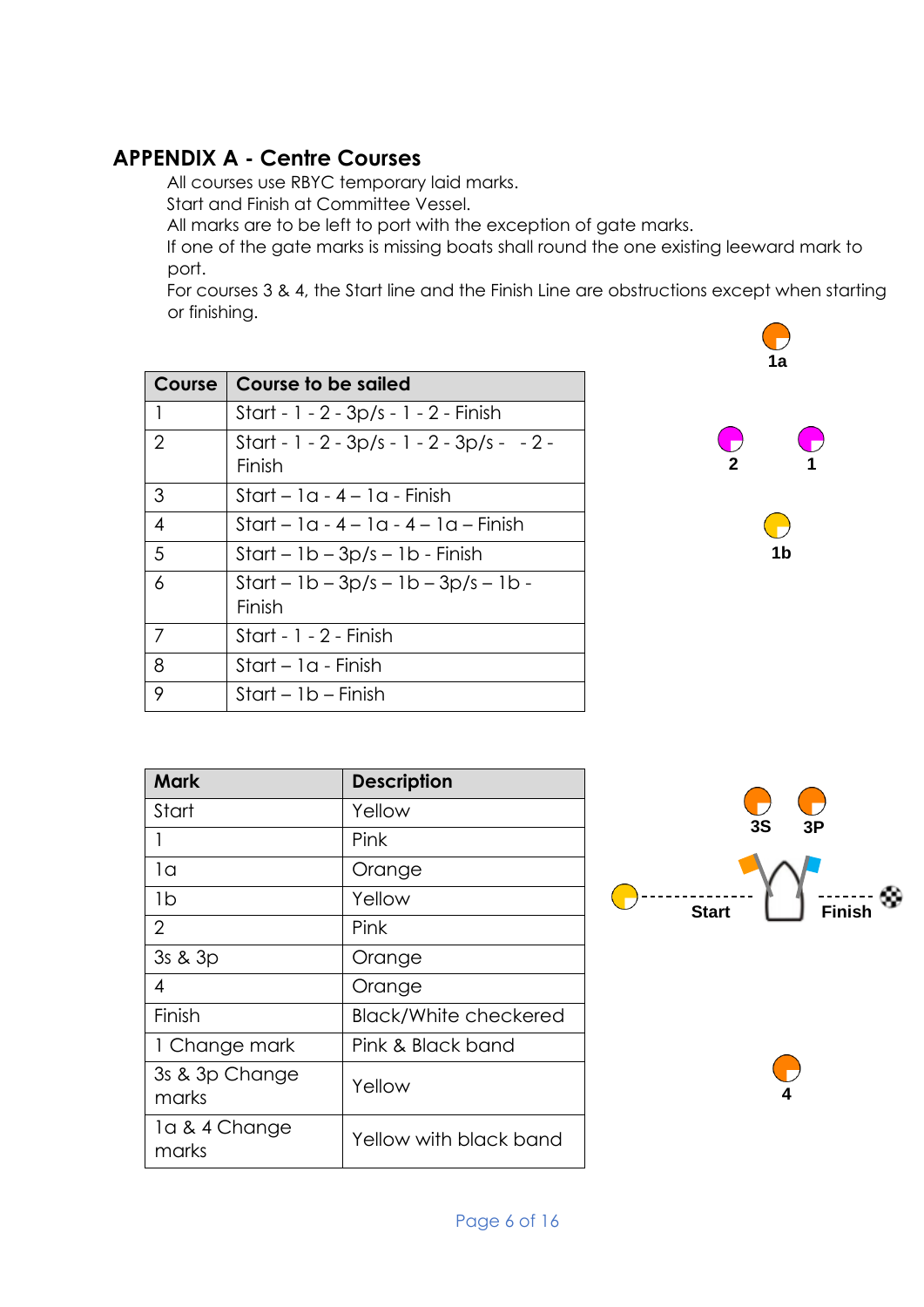## APPENDIX A - Centre Courses

All courses use RBYC temporary laid marks.
Start and Finish at Committee Vessel.
All marks are to be left to port with the exception of gate marks.
If one of the gate marks is missing boats shall round the one existing leeward mark to port.
For courses 3 & 4, the Start line and the Finish Line are obstructions except when starting or finishing.

| Course | Course to be sailed |
| --- | --- |
| 1 | Start - 1 - 2 - 3p/s - 1 - 2 - Finish |
| 2 | Start - 1 - 2 - 3p/s - 1 - 2 - 3p/s - - 2 - Finish |
| 3 | Start – 1a - 4 – 1a - Finish |
| 4 | Start – 1a - 4 – 1a - 4 – 1a – Finish |
| 5 | Start – 1b – 3p/s – 1b - Finish |
| 6 | Start – 1b – 3p/s – 1b – 3p/s – 1b - Finish |
| 7 | Start - 1 - 2 - Finish |
| 8 | Start – 1a - Finish |
| 9 | Start – 1b – Finish |

1a

2 1

1b

| Mark | Description |
| --- | --- |
| Start | Yellow |
| 1 | Pink |
| 1a | Orange |
| 1b | Yellow |
| 2 | Pink |
| 3s & 3p | Orange |
| 4 | Orange |
| Finish | Black/White checkered |
| 1 Change mark | Pink & Black band |
| 3s & 3p Change marks | Yellow |
| 1a & 4 Change marks | Yellow with black band |

3S 3P

Start Finish

4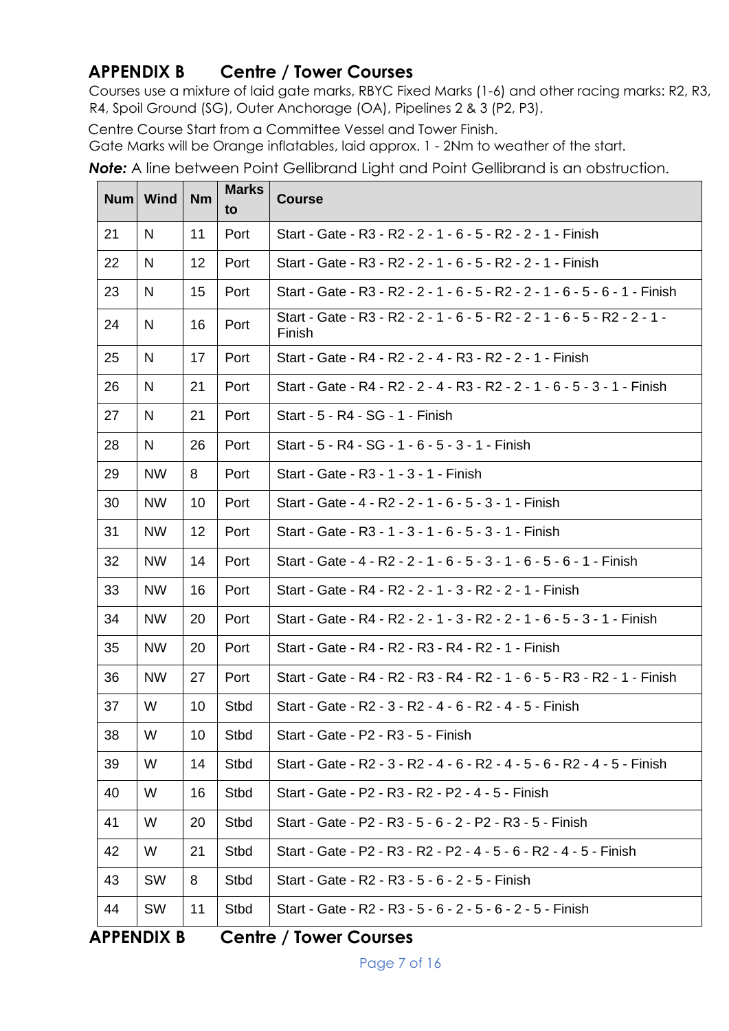## APPENDIX B Centre / Tower Courses

Courses use a mixture of laid gate marks, RBYC Fixed Marks (1-6) and other racing marks: R2, R3, R4, Spoil Ground (SG), Outer Anchorage (OA), Pipelines 2 & 3 (P2, P3).

Centre Course Start from a Committee Vessel and Tower Finish.
Gate Marks will be Orange inflatables, laid approx. 1 - 2Nm to weather of the start.

***Note:*** A line between Point Gellibrand Light and Point Gellibrand is an obstruction.

| Num | Wind | Nm | Marks to | Course |
|---|---|---|---|---|
| 21 | N | 11 | Port | Start - Gate - R3 - R2 - 2 - 1 - 6 - 5 - R2 - 2 - 1 - Finish |
| 22 | N | 12 | Port | Start - Gate - R3 - R2 - 2 - 1 - 6 - 5 - R2 - 2 - 1 - Finish |
| 23 | N | 15 | Port | Start - Gate - R3 - R2 - 2 - 1 - 6 - 5 - R2 - 2 - 1 - 6 - 5 - 6 - 1 - Finish |
| 24 | N | 16 | Port | Start - Gate - R3 - R2 - 2 - 1 - 6 - 5 - R2 - 2 - 1 - 6 - 5 - R2 - 2 - 1 - Finish |
| 25 | N | 17 | Port | Start - Gate - R4 - R2 - 2 - 4 - R3 - R2 - 2 - 1 - Finish |
| 26 | N | 21 | Port | Start - Gate - R4 - R2 - 2 - 4 - R3 - R2 - 2 - 1 - 6 - 5 - 3 - 1 - Finish |
| 27 | N | 21 | Port | Start - 5 - R4 - SG - 1 - Finish |
| 28 | N | 26 | Port | Start - 5 - R4 - SG - 1 - 6 - 5 - 3 - 1 - Finish |
| 29 | NW | 8 | Port | Start - Gate - R3 - 1 - 3 - 1 - Finish |
| 30 | NW | 10 | Port | Start - Gate - 4 - R2 - 2 - 1 - 6 - 5 - 3 - 1 - Finish |
| 31 | NW | 12 | Port | Start - Gate - R3 - 1 - 3 - 1 - 6 - 5 - 3 - 1 - Finish |
| 32 | NW | 14 | Port | Start - Gate - 4 - R2 - 2 - 1 - 6 - 5 - 3 - 1 - 6 - 5 - 6 - 1 - Finish |
| 33 | NW | 16 | Port | Start - Gate - R4 - R2 - 2 - 1 - 3 - R2 - 2 - 1 - Finish |
| 34 | NW | 20 | Port | Start - Gate - R4 - R2 - 2 - 1 - 3 - R2 - 2 - 1 - 6 - 5 - 3 - 1 - Finish |
| 35 | NW | 20 | Port | Start - Gate - R4 - R2 - R3 - R4 - R2 - 1 - Finish |
| 36 | NW | 27 | Port | Start - Gate - R4 - R2 - R3 - R4 - R2 - 1 - 6 - 5 - R3 - R2 - 1 - Finish |
| 37 | W | 10 | Stbd | Start - Gate - R2 - 3 - R2 - 4 - 6 - R2 - 4 - 5 - Finish |
| 38 | W | 10 | Stbd | Start - Gate - P2 - R3 - 5 - Finish |
| 39 | W | 14 | Stbd | Start - Gate - R2 - 3 - R2 - 4 - 6 - R2 - 4 - 5 - 6 - R2 - 4 - 5 - Finish |
| 40 | W | 16 | Stbd | Start - Gate - P2 - R3 - R2 - P2 - 4 - 5 - Finish |
| 41 | W | 20 | Stbd | Start - Gate - P2 - R3 - 5 - 6 - 2 - P2 - R3 - 5 - Finish |
| 42 | W | 21 | Stbd | Start - Gate - P2 - R3 - R2 - P2 - 4 - 5 - 6 - R2 - 4 - 5 - Finish |
| 43 | SW | 8 | Stbd | Start - Gate - R2 - R3 - 5 - 6 - 2 - 5 - Finish |
| 44 | SW | 11 | Stbd | Start - Gate - R2 - R3 - 5 - 6 - 2 - 5 - 6 - 2 - 5 - Finish |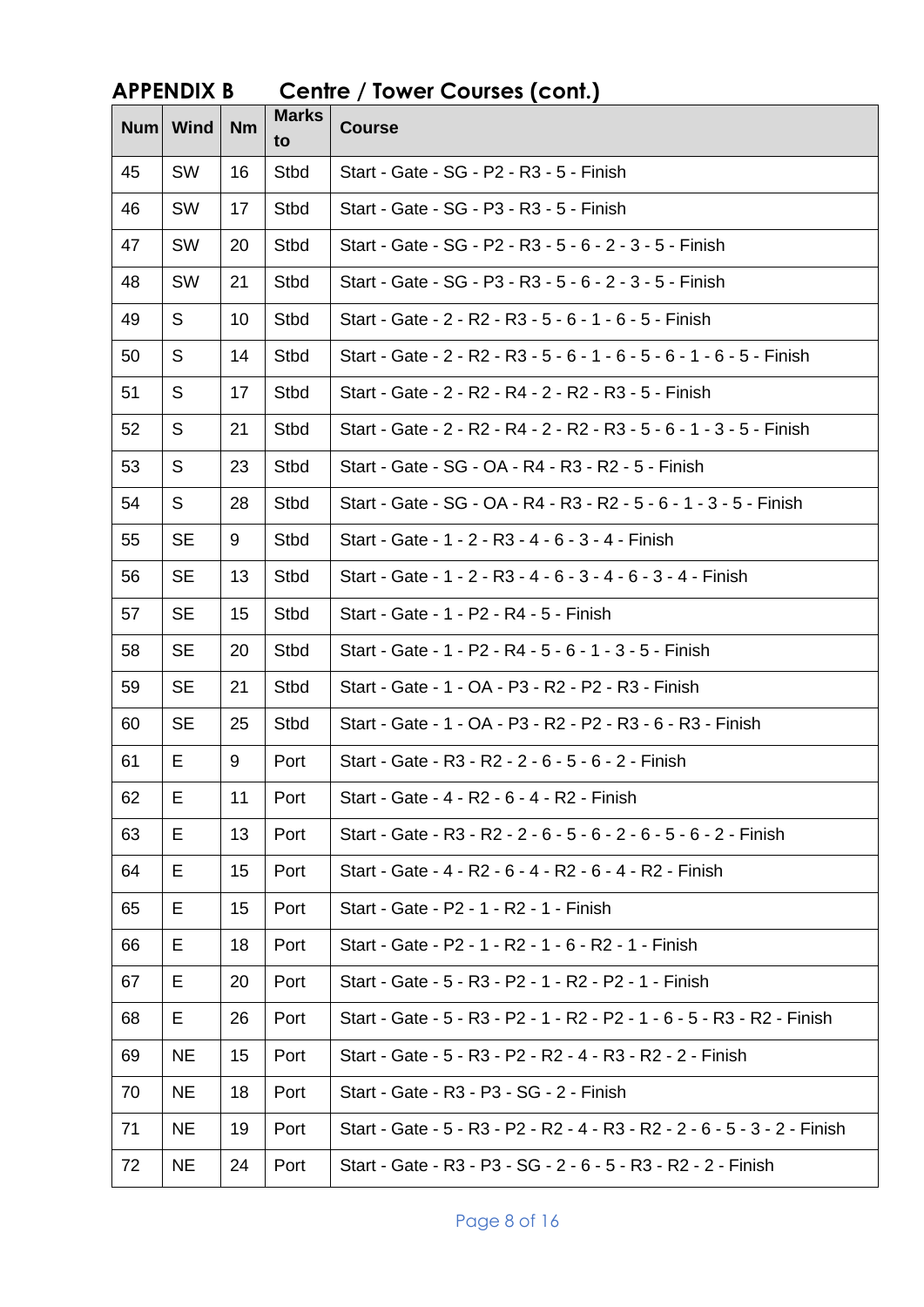## APPENDIX B Centre / Tower Courses (cont.)

| Num | Wind | Nm | Marks to | Course |
|---|---|---|---|---|
| 45 | SW | 16 | Stbd | Start - Gate - SG - P2 - R3 - 5 - Finish |
| 46 | SW | 17 | Stbd | Start - Gate - SG - P3 - R3 - 5 - Finish |
| 47 | SW | 20 | Stbd | Start - Gate - SG - P2 - R3 - 5 - 6 - 2 - 3 - 5 - Finish |
| 48 | SW | 21 | Stbd | Start - Gate - SG - P3 - R3 - 5 - 6 - 2 - 3 - 5 - Finish |
| 49 | S | 10 | Stbd | Start - Gate - 2 - R2 - R3 - 5 - 6 - 1 - 6 - 5 - Finish |
| 50 | S | 14 | Stbd | Start - Gate - 2 - R2 - R3 - 5 - 6 - 1 - 6 - 5 - 6 - 1 - 6 - 5 - Finish |
| 51 | S | 17 | Stbd | Start - Gate - 2 - R2 - R4 - 2 - R2 - R3 - 5 - Finish |
| 52 | S | 21 | Stbd | Start - Gate - 2 - R2 - R4 - 2 - R2 - R3 - 5 - 6 - 1 - 3 - 5 - Finish |
| 53 | S | 23 | Stbd | Start - Gate - SG - OA - R4 - R3 - R2 - 5 - Finish |
| 54 | S | 28 | Stbd | Start - Gate - SG - OA - R4 - R3 - R2 - 5 - 6 - 1 - 3 - 5 - Finish |
| 55 | SE | 9 | Stbd | Start - Gate - 1 - 2 - R3 - 4 - 6 - 3 - 4 - Finish |
| 56 | SE | 13 | Stbd | Start - Gate - 1 - 2 - R3 - 4 - 6 - 3 - 4 - 6 - 3 - 4 - Finish |
| 57 | SE | 15 | Stbd | Start - Gate - 1 - P2 - R4 - 5 - Finish |
| 58 | SE | 20 | Stbd | Start - Gate - 1 - P2 - R4 - 5 - 6 - 1 - 3 - 5 - Finish |
| 59 | SE | 21 | Stbd | Start - Gate - 1 - OA - P3 - R2 - P2 - R3 - Finish |
| 60 | SE | 25 | Stbd | Start - Gate - 1 - OA - P3 - R2 - P2 - R3 - 6 - R3 - Finish |
| 61 | E | 9 | Port | Start - Gate - R3 - R2 - 2 - 6 - 5 - 6 - 2 - Finish |
| 62 | E | 11 | Port | Start - Gate - 4 - R2 - 6 - 4 - R2 - Finish |
| 63 | E | 13 | Port | Start - Gate - R3 - R2 - 2 - 6 - 5 - 6 - 2 - 6 - 5 - 6 - 2 - Finish |
| 64 | E | 15 | Port | Start - Gate - 4 - R2 - 6 - 4 - R2 - 6 - 4 - R2 - Finish |
| 65 | E | 15 | Port | Start - Gate - P2 - 1 - R2 - 1 - Finish |
| 66 | E | 18 | Port | Start - Gate - P2 - 1 - R2 - 1 - 6 - R2 - 1 - Finish |
| 67 | E | 20 | Port | Start - Gate - 5 - R3 - P2 - 1 - R2 - P2 - 1 - Finish |
| 68 | E | 26 | Port | Start - Gate - 5 - R3 - P2 - 1 - R2 - P2 - 1 - 6 - 5 - R3 - R2 - Finish |
| 69 | NE | 15 | Port | Start - Gate - 5 - R3 - P2 - R2 - 4 - R3 - R2 - 2 - Finish |
| 70 | NE | 18 | Port | Start - Gate - R3 - P3 - SG - 2 - Finish |
| 71 | NE | 19 | Port | Start - Gate - 5 - R3 - P2 - R2 - 4 - R3 - R2 - 2 - 6 - 5 - 3 - 2 - Finish |
| 72 | NE | 24 | Port | Start - Gate - R3 - P3 - SG - 2 - 6 - 5 - R3 - R2 - 2 - Finish |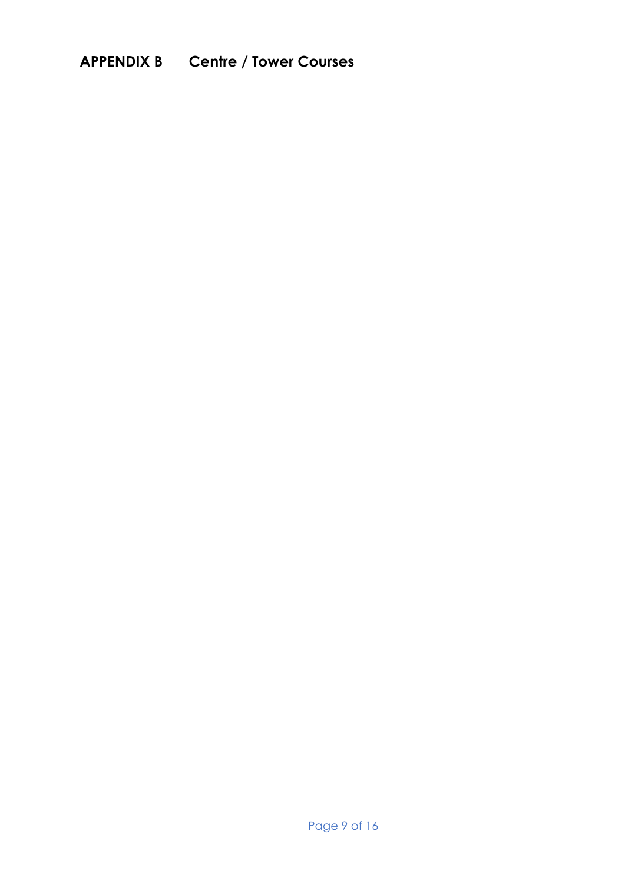# APPENDIX B Centre / Tower Courses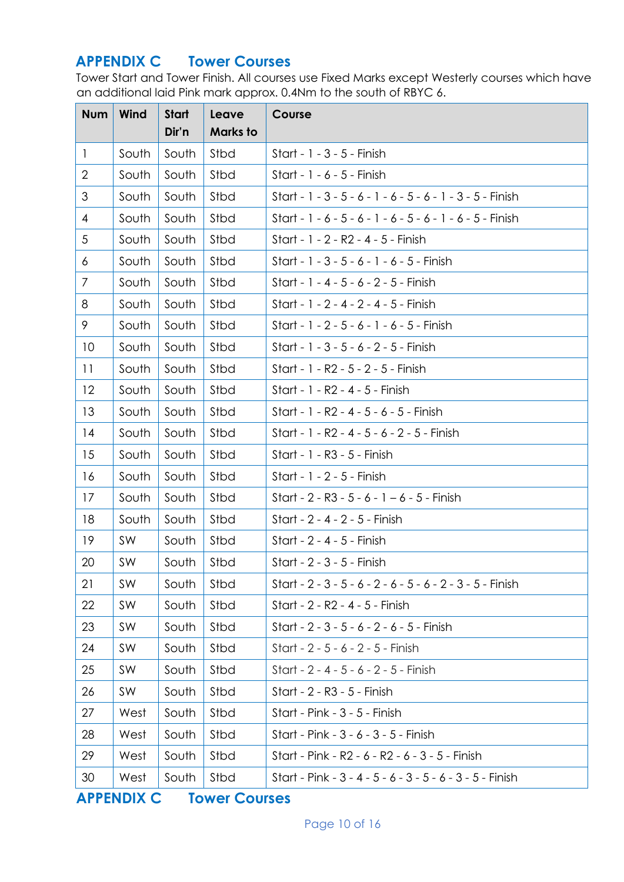## APPENDIX C Tower Courses

Tower Start and Tower Finish. All courses use Fixed Marks except Westerly courses which have an additional laid Pink mark approx. 0.4Nm to the south of RBYC 6.

| Num | Wind | Start Dir'n | Leave Marks to | Course |
|---|---|---|---|---|
| 1 | South | South | Stbd | Start - 1 - 3 - 5 - Finish |
| 2 | South | South | Stbd | Start - 1 - 6 - 5 - Finish |
| 3 | South | South | Stbd | Start - 1 - 3 - 5 - 6 - 1 - 6 - 5 - 6 - 1 - 3 - 5 - Finish |
| 4 | South | South | Stbd | Start - 1 - 6 - 5 - 6 - 1 - 6 - 5 - 6 - 1 - 6 - 5 - Finish |
| 5 | South | South | Stbd | Start - 1 - 2 - R2 - 4 - 5 - Finish |
| 6 | South | South | Stbd | Start - 1 - 3 - 5 - 6 - 1 - 6 - 5 - Finish |
| 7 | South | South | Stbd | Start - 1 - 4 - 5 - 6 - 2 - 5 - Finish |
| 8 | South | South | Stbd | Start - 1 - 2 - 4 - 2 - 4 - 5 - Finish |
| 9 | South | South | Stbd | Start - 1 - 2 - 5 - 6 - 1 - 6 - 5 - Finish |
| 10 | South | South | Stbd | Start - 1 - 3 - 5 - 6 - 2 - 5 - Finish |
| 11 | South | South | Stbd | Start - 1 - R2 - 5 - 2 - 5 - Finish |
| 12 | South | South | Stbd | Start - 1 - R2 - 4 - 5 - Finish |
| 13 | South | South | Stbd | Start - 1 - R2 - 4 - 5 - 6 - 5 - Finish |
| 14 | South | South | Stbd | Start - 1 - R2 - 4 - 5 - 6 - 2 - 5 - Finish |
| 15 | South | South | Stbd | Start - 1 - R3 - 5 - Finish |
| 16 | South | South | Stbd | Start - 1 - 2 - 5 - Finish |
| 17 | South | South | Stbd | Start - 2 - R3 - 5 - 6 - 1 – 6 - 5 - Finish |
| 18 | South | South | Stbd | Start - 2 - 4 - 2 - 5 - Finish |
| 19 | SW | South | Stbd | Start - 2 - 4 - 5 - Finish |
| 20 | SW | South | Stbd | Start - 2 - 3 - 5 - Finish |
| 21 | SW | South | Stbd | Start - 2 - 3 - 5 - 6 - 2 - 6 - 5 - 6 - 2 - 3 - 5 - Finish |
| 22 | SW | South | Stbd | Start - 2 - R2 - 4 - 5 - Finish |
| 23 | SW | South | Stbd | Start - 2 - 3 - 5 - 6 - 2 - 6 - 5 - Finish |
| 24 | SW | South | Stbd | Start - 2 - 5 - 6 - 2 - 5 - Finish |
| 25 | SW | South | Stbd | Start - 2 - 4 - 5 - 6 - 2 - 5 - Finish |
| 26 | SW | South | Stbd | Start - 2 - R3 - 5 - Finish |
| 27 | West | South | Stbd | Start - Pink - 3 - 5 - Finish |
| 28 | West | South | Stbd | Start - Pink - 3 - 6 - 3 - 5 - Finish |
| 29 | West | South | Stbd | Start - Pink - R2 - 6 - R2 - 6 - 3 - 5 - Finish |
| 30 | West | South | Stbd | Start - Pink - 3 - 4 - 5 - 6 - 3 - 5 - 6 - 3 - 5 - Finish |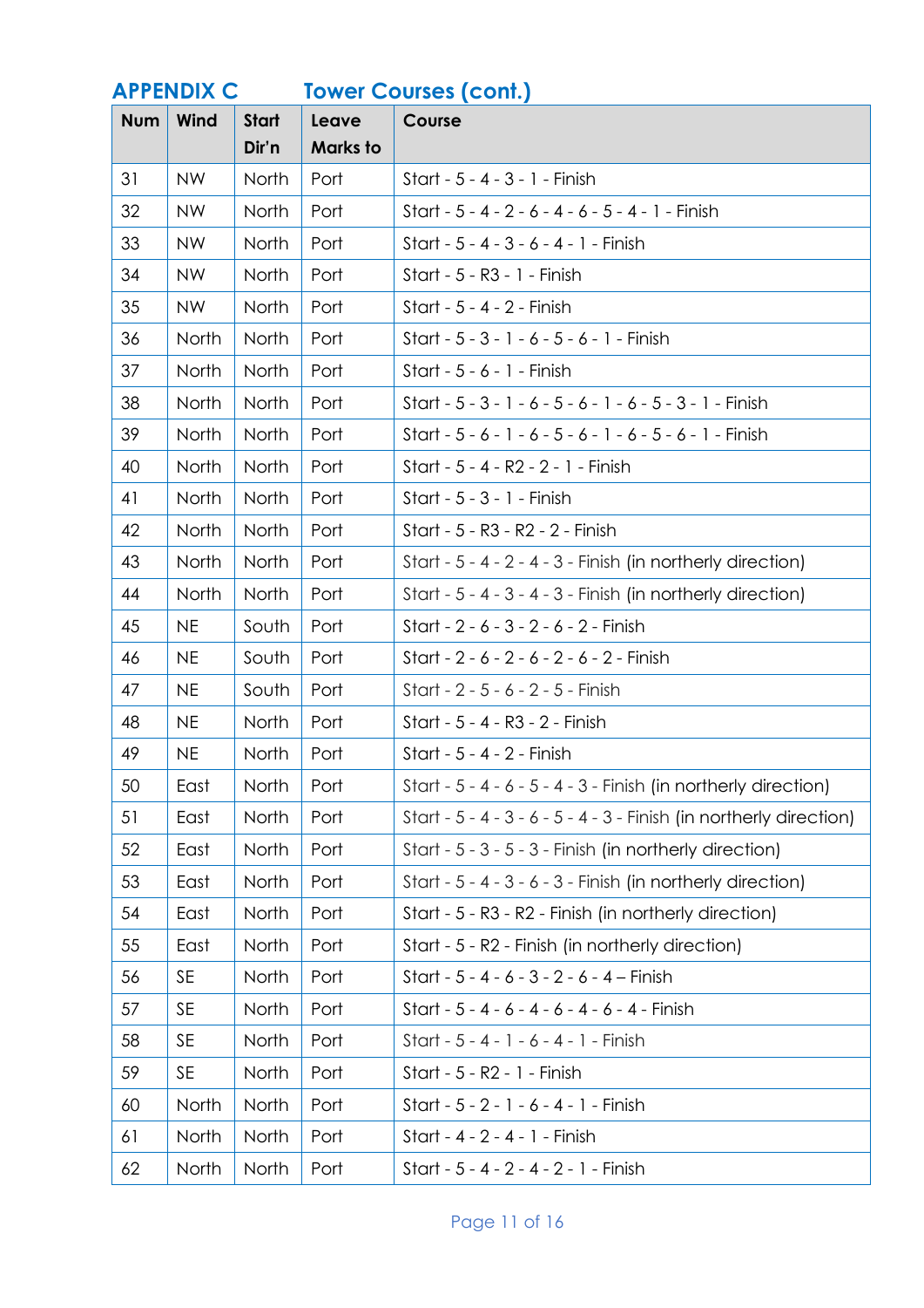## APPENDIX C Tower Courses (cont.)

| Num | Wind | Start Dir'n | Leave Marks to | Course |
|---|---|---|---|---|
| 31 | NW | North | Port | Start - 5 - 4 - 3 - 1 - Finish |
| 32 | NW | North | Port | Start - 5 - 4 - 2 - 6 - 4 - 6 - 5 - 4 - 1 - Finish |
| 33 | NW | North | Port | Start - 5 - 4 - 3 - 6 - 4 - 1 - Finish |
| 34 | NW | North | Port | Start - 5 - R3 - 1 - Finish |
| 35 | NW | North | Port | Start - 5 - 4 - 2 - Finish |
| 36 | North | North | Port | Start - 5 - 3 - 1 - 6 - 5 - 6 - 1 - Finish |
| 37 | North | North | Port | Start - 5 - 6 - 1 - Finish |
| 38 | North | North | Port | Start - 5 - 3 - 1 - 6 - 5 - 6 - 1 - 6 - 5 - 3 - 1 - Finish |
| 39 | North | North | Port | Start - 5 - 6 - 1 - 6 - 5 - 6 - 1 - 6 - 5 - 6 - 1 - Finish |
| 40 | North | North | Port | Start - 5 - 4 - R2 - 2 - 1 - Finish |
| 41 | North | North | Port | Start - 5 - 3 - 1 - Finish |
| 42 | North | North | Port | Start - 5 - R3 - R2 - 2 - Finish |
| 43 | North | North | Port | Start - 5 - 4 - 2 - 4 - 3 - Finish (in northerly direction) |
| 44 | North | North | Port | Start - 5 - 4 - 3 - 4 - 3 - Finish (in northerly direction) |
| 45 | NE | South | Port | Start - 2 - 6 - 3 - 2 - 6 - 2 - Finish |
| 46 | NE | South | Port | Start - 2 - 6 - 2 - 6 - 2 - 6 - 2 - Finish |
| 47 | NE | South | Port | Start - 2 - 5 - 6 - 2 - 5 - Finish |
| 48 | NE | North | Port | Start - 5 - 4 - R3 - 2 - Finish |
| 49 | NE | North | Port | Start - 5 - 4 - 2 - Finish |
| 50 | East | North | Port | Start - 5 - 4 - 6 - 5 - 4 - 3 - Finish (in northerly direction) |
| 51 | East | North | Port | Start - 5 - 4 - 3 - 6 - 5 - 4 - 3 - Finish (in northerly direction) |
| 52 | East | North | Port | Start - 5 - 3 - 5 - 3 - Finish (in northerly direction) |
| 53 | East | North | Port | Start - 5 - 4 - 3 - 6 - 3 - Finish (in northerly direction) |
| 54 | East | North | Port | Start - 5 - R3 - R2 - Finish (in northerly direction) |
| 55 | East | North | Port | Start - 5 - R2 - Finish (in northerly direction) |
| 56 | SE | North | Port | Start - 5 - 4 - 6 - 3 - 2 - 6 - 4 – Finish |
| 57 | SE | North | Port | Start - 5 - 4 - 6 - 4 - 6 - 4 - 6 - 4 - Finish |
| 58 | SE | North | Port | Start - 5 - 4 - 1 - 6 - 4 - 1 - Finish |
| 59 | SE | North | Port | Start - 5 - R2 - 1 - Finish |
| 60 | North | North | Port | Start - 5 - 2 - 1 - 6 - 4 - 1 - Finish |
| 61 | North | North | Port | Start - 4 - 2 - 4 - 1 - Finish |
| 62 | North | North | Port | Start - 5 - 4 - 2 - 4 - 2 - 1 - Finish |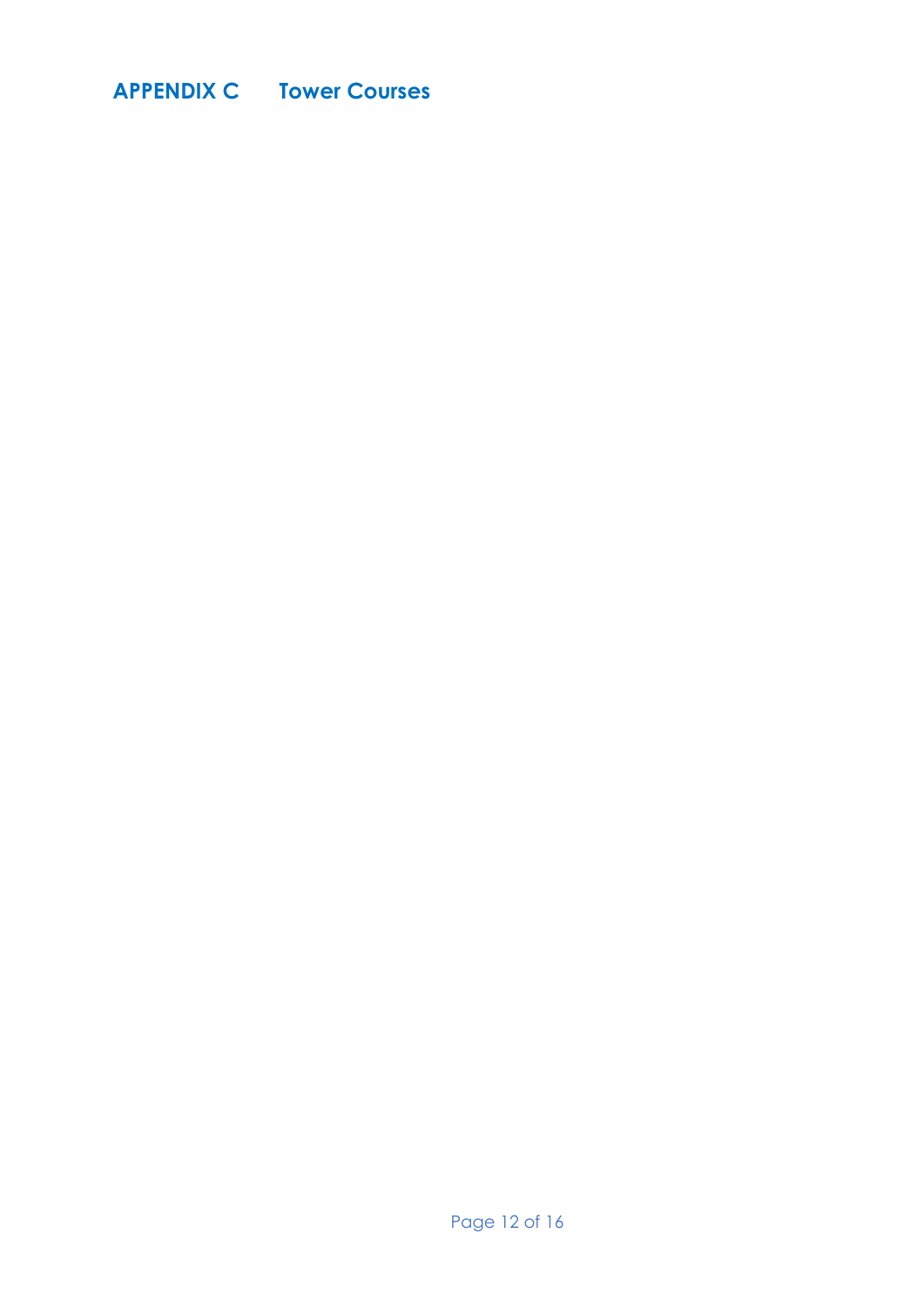## APPENDIX C Tower Courses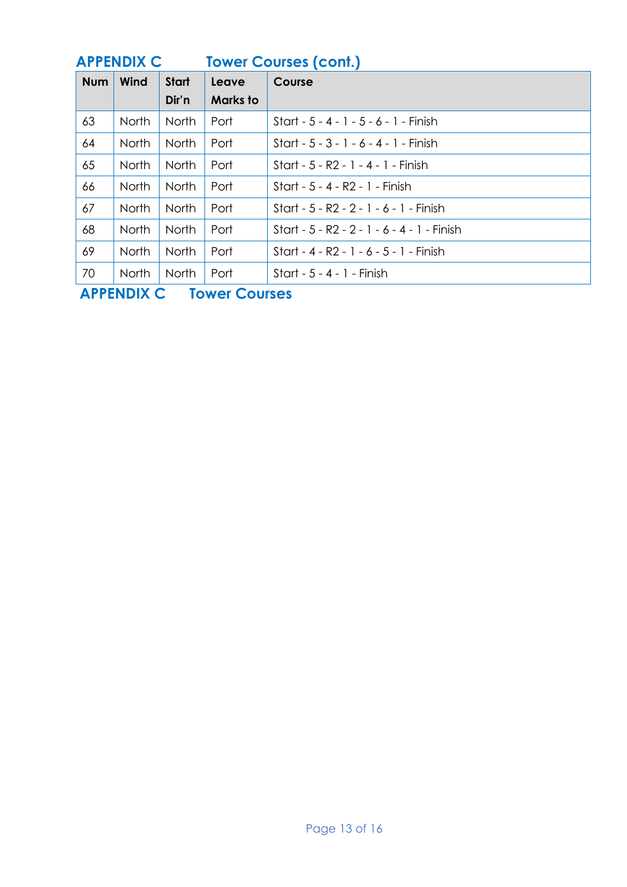## APPENDIX C Tower Courses (cont.)

| Num | Wind | Start Dir'n | Leave Marks to | Course |
|---|---|---|---|---|
| 63 | North | North | Port | Start - 5 - 4 - 1 - 5 - 6 - 1 - Finish |
| 64 | North | North | Port | Start - 5 - 3 - 1 - 6 - 4 - 1 - Finish |
| 65 | North | North | Port | Start - 5 - R2 - 1 - 4 - 1 - Finish |
| 66 | North | North | Port | Start - 5 - 4 - R2 - 1 - Finish |
| 67 | North | North | Port | Start - 5 - R2 - 2 - 1 - 6 - 1 - Finish |
| 68 | North | North | Port | Start - 5 - R2 - 2 - 1 - 6 - 4 - 1 - Finish |
| 69 | North | North | Port | Start - 4 - R2 - 1 - 6 - 5 - 1 - Finish |
| 70 | North | North | Port | Start - 5 - 4 - 1 - Finish |

## APPENDIX C Tower Courses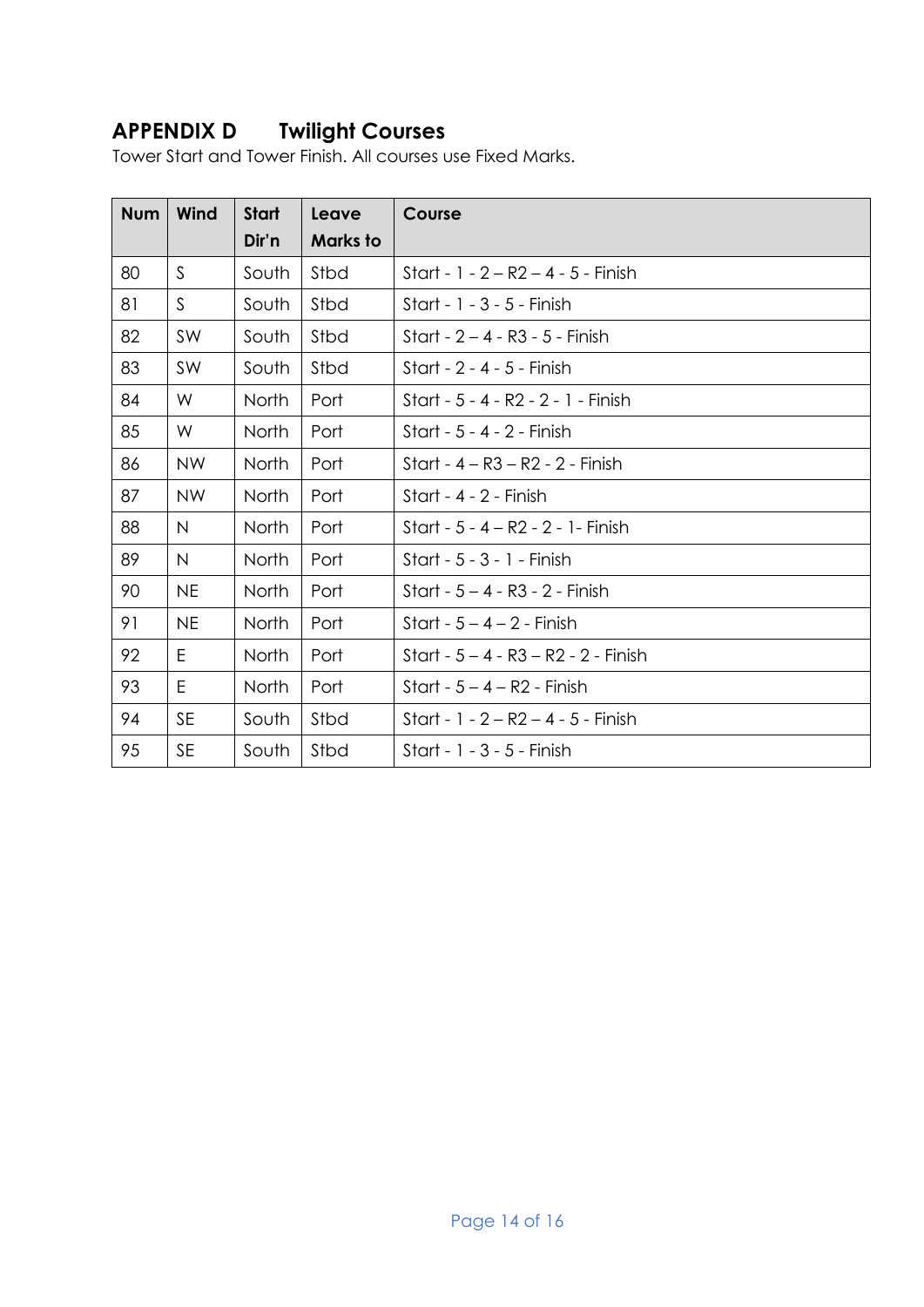## APPENDIX D Twilight Courses

Tower Start and Tower Finish. All courses use Fixed Marks.

| Num | Wind | Start Dir'n | Leave Marks to | Course |
|---|---|---|---|---|
| 80 | S | South | Stbd | Start - 1 - 2 – R2 – 4 - 5 - Finish |
| 81 | S | South | Stbd | Start - 1 - 3 - 5 - Finish |
| 82 | SW | South | Stbd | Start - 2 – 4 - R3 - 5 - Finish |
| 83 | SW | South | Stbd | Start - 2 - 4 - 5 - Finish |
| 84 | W | North | Port | Start - 5 - 4 - R2 - 2 - 1 - Finish |
| 85 | W | North | Port | Start - 5 - 4 - 2 - Finish |
| 86 | NW | North | Port | Start - 4 – R3 – R2 - 2 - Finish |
| 87 | NW | North | Port | Start - 4 - 2 - Finish |
| 88 | N | North | Port | Start - 5 - 4 – R2 - 2 - 1- Finish |
| 89 | N | North | Port | Start - 5 - 3 - 1 - Finish |
| 90 | NE | North | Port | Start - 5 – 4 - R3 - 2 - Finish |
| 91 | NE | North | Port | Start - 5 – 4 – 2 - Finish |
| 92 | E | North | Port | Start - 5 – 4 - R3 – R2 - 2 - Finish |
| 93 | E | North | Port | Start - 5 – 4 – R2 - Finish |
| 94 | SE | South | Stbd | Start - 1 - 2 – R2 – 4 - 5 - Finish |
| 95 | SE | South | Stbd | Start - 1 - 3 - 5 - Finish |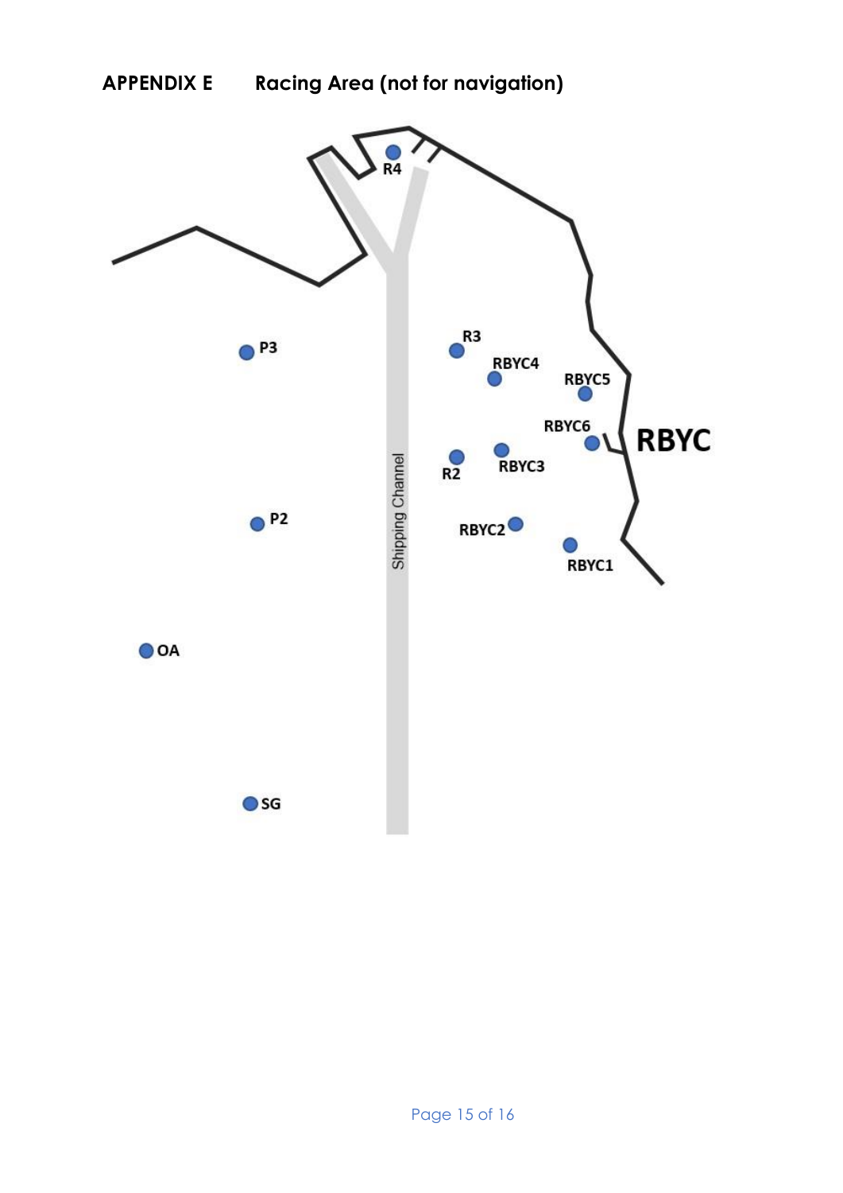## APPENDIX E Racing Area (not for navigation)

R4

P3

R3

RBYC4

RBYC5

RBYC6

RBYC

R2

RBYC3

Shipping Channel

P2

RBYC2

RBYC1

OA

SG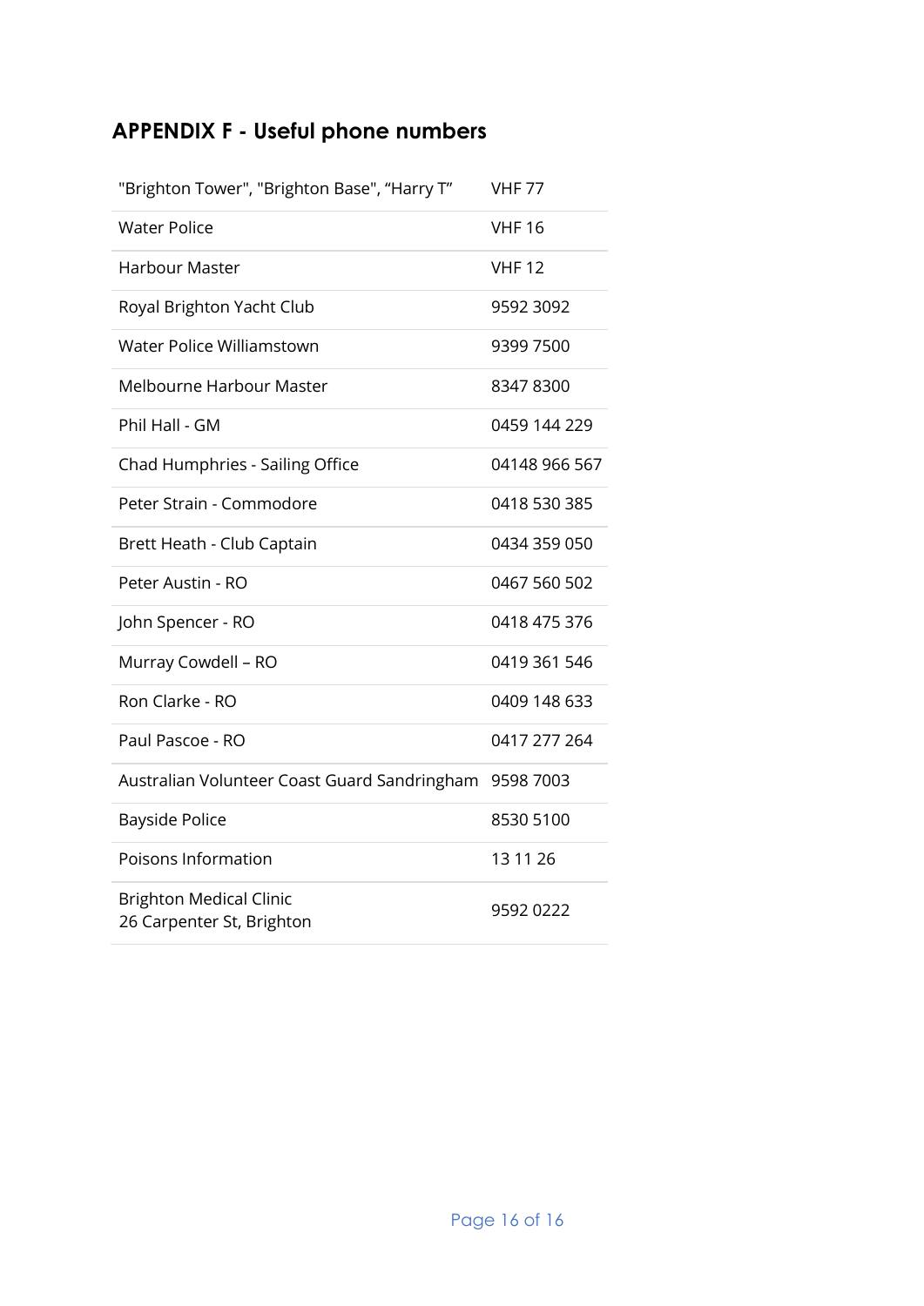## APPENDIX F - Useful phone numbers

| | |
|---|---|
| "Brighton Tower", "Brighton Base", "Harry T" | VHF 77 |
| Water Police | VHF 16 |
| Harbour Master | VHF 12 |
| Royal Brighton Yacht Club | 9592 3092 |
| Water Police Williamstown | 9399 7500 |
| Melbourne Harbour Master | 8347 8300 |
| Phil Hall - GM | 0459 144 229 |
| Chad Humphries - Sailing Office | 04148 966 567 |
| Peter Strain - Commodore | 0418 530 385 |
| Brett Heath - Club Captain | 0434 359 050 |
| Peter Austin - RO | 0467 560 502 |
| John Spencer - RO | 0418 475 376 |
| Murray Cowdell – RO | 0419 361 546 |
| Ron Clarke - RO | 0409 148 633 |
| Paul Pascoe - RO | 0417 277 264 |
| Australian Volunteer Coast Guard Sandringham | 9598 7003 |
| Bayside Police | 8530 5100 |
| Poisons Information | 13 11 26 |
| Brighton Medical Clinic<br>26 Carpenter St, Brighton | 9592 0222 |